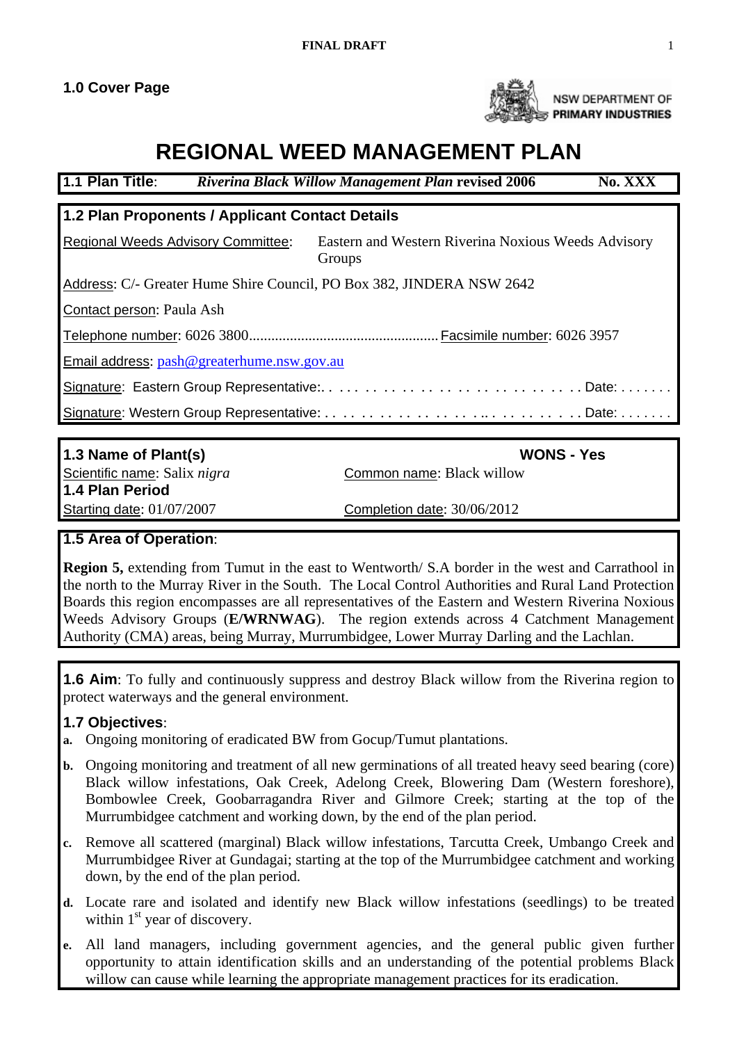**FINAL DRAFT**

### 1.0 Cover Page

NSW DEPARTMENT OF PRIMARY INDUSTRIES

# REGIONAL WEED MANAGEMENT PLAN

**1.1 Plan Title**: ***Riverina Black Willow Management Plan* revised 2006** **No. XXX**

### 1.2 Plan Proponents / Applicant Contact Details

Regional Weeds Advisory Committee: Eastern and Western Riverina Noxious Weeds Advisory Groups

Address: C/- Greater Hume Shire Council, PO Box 382, JINDERA NSW 2642

Contact person: Paula Ash

Telephone number: 6026 3800.................................................. Facsimile number: 6026 3957

Email address: pash@greaterhume.nsw.gov.au

Signature: Eastern Group Representative:. . . . . . . . . . . . . . . . . . . . . . . . . . . . Date: . . . . . . .

Signature: Western Group Representative: . . . . . . . . . . . . . . . .. . . . . . . . . . . Date: . . . . . . .

### 1.3 Name of Plant(s)

**WONS - Yes**

Scientific name: Salix *nigra*

Common name: Black willow

### 1.4 Plan Period

Starting date: 01/07/2007

Completion date: 30/06/2012

### 1.5 Area of Operation:

**Region 5,** extending from Tumut in the east to Wentworth/ S.A border in the west and Carrathool in the north to the Murray River in the South. The Local Control Authorities and Rural Land Protection Boards this region encompasses are all representatives of the Eastern and Western Riverina Noxious Weeds Advisory Groups (**E/WRNWAG**). The region extends across 4 Catchment Management Authority (CMA) areas, being Murray, Murrumbidgee, Lower Murray Darling and the Lachlan.

**1.6 Aim**: To fully and continuously suppress and destroy Black willow from the Riverina region to protect waterways and the general environment.

### 1.7 Objectives:

**a.** Ongoing monitoring of eradicated BW from Gocup/Tumut plantations.

**b.** Ongoing monitoring and treatment of all new germinations of all treated heavy seed bearing (core) Black willow infestations, Oak Creek, Adelong Creek, Blowering Dam (Western foreshore), Bombowlee Creek, Goobarragandra River and Gilmore Creek; starting at the top of the Murrumbidgee catchment and working down, by the end of the plan period.

**c.** Remove all scattered (marginal) Black willow infestations, Tarcutta Creek, Umbango Creek and Murrumbidgee River at Gundagai; starting at the top of the Murrumbidgee catchment and working down, by the end of the plan period.

**d.** Locate rare and isolated and identify new Black willow infestations (seedlings) to be treated within 1st year of discovery.

**e.** All land managers, including government agencies, and the general public given further opportunity to attain identification skills and an understanding of the potential problems Black willow can cause while learning the appropriate management practices for its eradication.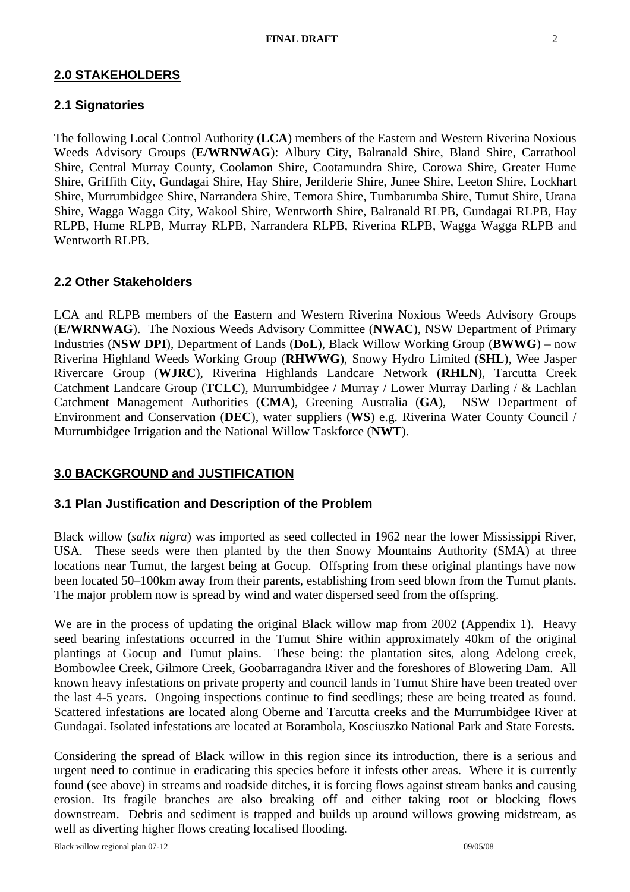## 2.0 STAKEHOLDERS

### 2.1 Signatories

The following Local Control Authority (**LCA**) members of the Eastern and Western Riverina Noxious Weeds Advisory Groups (**E/WRNWAG**): Albury City, Balranald Shire, Bland Shire, Carrathool Shire, Central Murray County, Coolamon Shire, Cootamundra Shire, Corowa Shire, Greater Hume Shire, Griffith City, Gundagai Shire, Hay Shire, Jerilderie Shire, Junee Shire, Leeton Shire, Lockhart Shire, Murrumbidgee Shire, Narrandera Shire, Temora Shire, Tumbarumba Shire, Tumut Shire, Urana Shire, Wagga Wagga City, Wakool Shire, Wentworth Shire, Balranald RLPB, Gundagai RLPB, Hay RLPB, Hume RLPB, Murray RLPB, Narrandera RLPB, Riverina RLPB, Wagga Wagga RLPB and Wentworth RLPB.

### 2.2 Other Stakeholders

LCA and RLPB members of the Eastern and Western Riverina Noxious Weeds Advisory Groups (**E/WRNWAG**). The Noxious Weeds Advisory Committee (**NWAC**), NSW Department of Primary Industries (**NSW DPI**), Department of Lands (**DoL**), Black Willow Working Group (**BWWG**) – now Riverina Highland Weeds Working Group (**RHWWG**), Snowy Hydro Limited (**SHL**), Wee Jasper Rivercare Group (**WJRC**), Riverina Highlands Landcare Network (**RHLN**), Tarcutta Creek Catchment Landcare Group (**TCLC**), Murrumbidgee / Murray / Lower Murray Darling / & Lachlan Catchment Management Authorities (**CMA**), Greening Australia (**GA**), NSW Department of Environment and Conservation (**DEC**), water suppliers (**WS**) e.g. Riverina Water County Council / Murrumbidgee Irrigation and the National Willow Taskforce (**NWT**).

## 3.0 BACKGROUND and JUSTIFICATION

### 3.1 Plan Justification and Description of the Problem

Black willow (*salix nigra*) was imported as seed collected in 1962 near the lower Mississippi River, USA. These seeds were then planted by the then Snowy Mountains Authority (SMA) at three locations near Tumut, the largest being at Gocup. Offspring from these original plantings have now been located 50–100km away from their parents, establishing from seed blown from the Tumut plants. The major problem now is spread by wind and water dispersed seed from the offspring.

We are in the process of updating the original Black willow map from 2002 (Appendix 1). Heavy seed bearing infestations occurred in the Tumut Shire within approximately 40km of the original plantings at Gocup and Tumut plains. These being: the plantation sites, along Adelong creek, Bombowlee Creek, Gilmore Creek, Goobarragandra River and the foreshores of Blowering Dam. All known heavy infestations on private property and council lands in Tumut Shire have been treated over the last 4-5 years. Ongoing inspections continue to find seedlings; these are being treated as found. Scattered infestations are located along Oberne and Tarcutta creeks and the Murrumbidgee River at Gundagai. Isolated infestations are located at Borambola, Kosciuszko National Park and State Forests.

Considering the spread of Black willow in this region since its introduction, there is a serious and urgent need to continue in eradicating this species before it infests other areas. Where it is currently found (see above) in streams and roadside ditches, it is forcing flows against stream banks and causing erosion. Its fragile branches are also breaking off and either taking root or blocking flows downstream. Debris and sediment is trapped and builds up around willows growing midstream, as well as diverting higher flows creating localised flooding.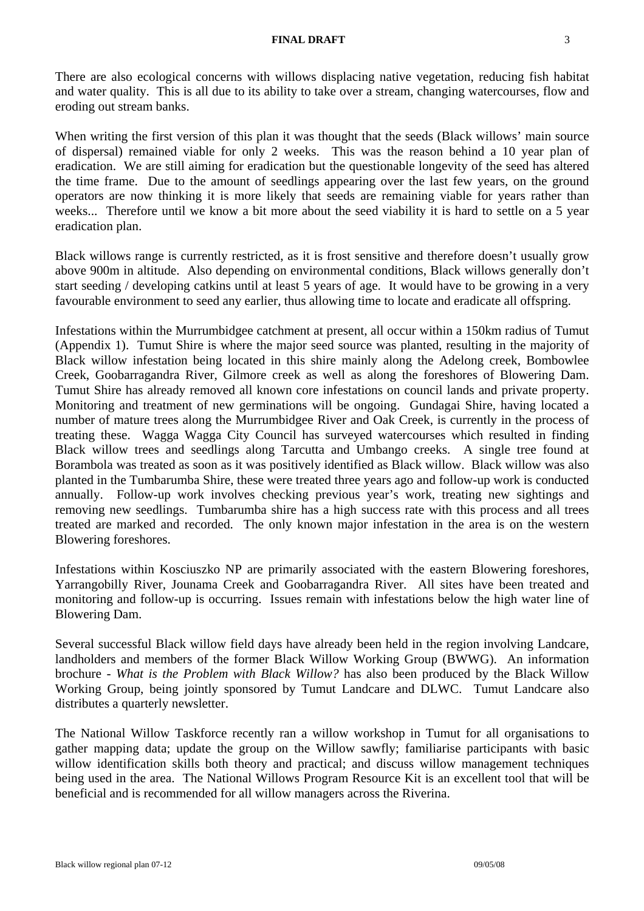There are also ecological concerns with willows displacing native vegetation, reducing fish habitat and water quality. This is all due to its ability to take over a stream, changing watercourses, flow and eroding out stream banks.

When writing the first version of this plan it was thought that the seeds (Black willows' main source of dispersal) remained viable for only 2 weeks. This was the reason behind a 10 year plan of eradication. We are still aiming for eradication but the questionable longevity of the seed has altered the time frame. Due to the amount of seedlings appearing over the last few years, on the ground operators are now thinking it is more likely that seeds are remaining viable for years rather than weeks... Therefore until we know a bit more about the seed viability it is hard to settle on a 5 year eradication plan.

Black willows range is currently restricted, as it is frost sensitive and therefore doesn't usually grow above 900m in altitude. Also depending on environmental conditions, Black willows generally don't start seeding / developing catkins until at least 5 years of age. It would have to be growing in a very favourable environment to seed any earlier, thus allowing time to locate and eradicate all offspring.

Infestations within the Murrumbidgee catchment at present, all occur within a 150km radius of Tumut (Appendix 1). Tumut Shire is where the major seed source was planted, resulting in the majority of Black willow infestation being located in this shire mainly along the Adelong creek, Bombowlee Creek, Goobarragandra River, Gilmore creek as well as along the foreshores of Blowering Dam. Tumut Shire has already removed all known core infestations on council lands and private property. Monitoring and treatment of new germinations will be ongoing. Gundagai Shire, having located a number of mature trees along the Murrumbidgee River and Oak Creek, is currently in the process of treating these. Wagga Wagga City Council has surveyed watercourses which resulted in finding Black willow trees and seedlings along Tarcutta and Umbango creeks. A single tree found at Borambola was treated as soon as it was positively identified as Black willow. Black willow was also planted in the Tumbarumba Shire, these were treated three years ago and follow-up work is conducted annually. Follow-up work involves checking previous year's work, treating new sightings and removing new seedlings. Tumbarumba shire has a high success rate with this process and all trees treated are marked and recorded. The only known major infestation in the area is on the western Blowering foreshores.

Infestations within Kosciuszko NP are primarily associated with the eastern Blowering foreshores, Yarrangobilly River, Jounama Creek and Goobarragandra River. All sites have been treated and monitoring and follow-up is occurring. Issues remain with infestations below the high water line of Blowering Dam.

Several successful Black willow field days have already been held in the region involving Landcare, landholders and members of the former Black Willow Working Group (BWWG). An information brochure - *What is the Problem with Black Willow?* has also been produced by the Black Willow Working Group, being jointly sponsored by Tumut Landcare and DLWC. Tumut Landcare also distributes a quarterly newsletter.

The National Willow Taskforce recently ran a willow workshop in Tumut for all organisations to gather mapping data; update the group on the Willow sawfly; familiarise participants with basic willow identification skills both theory and practical; and discuss willow management techniques being used in the area. The National Willows Program Resource Kit is an excellent tool that will be beneficial and is recommended for all willow managers across the Riverina.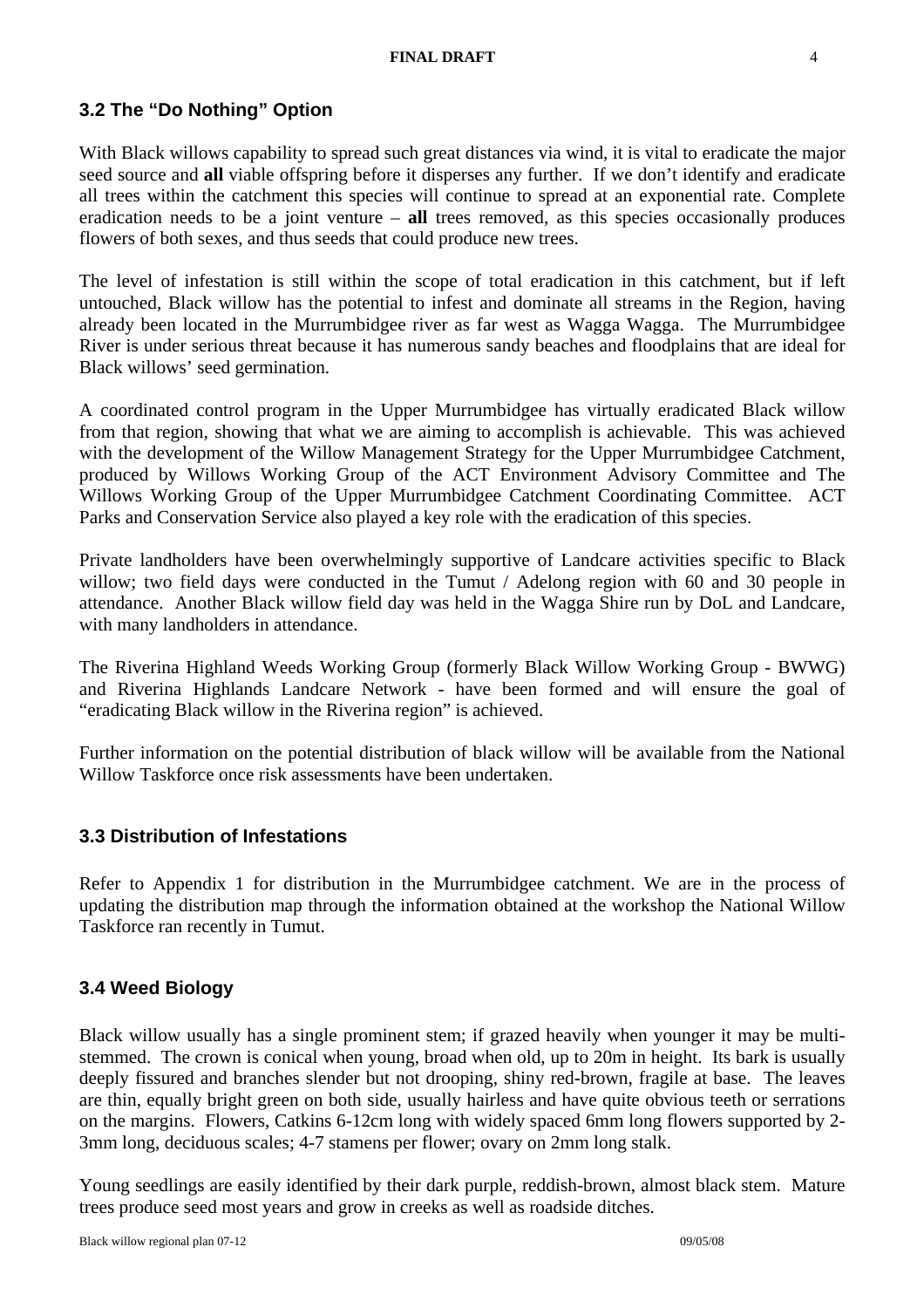## 3.2 The "Do Nothing" Option

With Black willows capability to spread such great distances via wind, it is vital to eradicate the major seed source and **all** viable offspring before it disperses any further. If we don't identify and eradicate all trees within the catchment this species will continue to spread at an exponential rate. Complete eradication needs to be a joint venture – **all** trees removed, as this species occasionally produces flowers of both sexes, and thus seeds that could produce new trees.

The level of infestation is still within the scope of total eradication in this catchment, but if left untouched, Black willow has the potential to infest and dominate all streams in the Region, having already been located in the Murrumbidgee river as far west as Wagga Wagga. The Murrumbidgee River is under serious threat because it has numerous sandy beaches and floodplains that are ideal for Black willows' seed germination.

A coordinated control program in the Upper Murrumbidgee has virtually eradicated Black willow from that region, showing that what we are aiming to accomplish is achievable. This was achieved with the development of the Willow Management Strategy for the Upper Murrumbidgee Catchment, produced by Willows Working Group of the ACT Environment Advisory Committee and The Willows Working Group of the Upper Murrumbidgee Catchment Coordinating Committee. ACT Parks and Conservation Service also played a key role with the eradication of this species.

Private landholders have been overwhelmingly supportive of Landcare activities specific to Black willow; two field days were conducted in the Tumut / Adelong region with 60 and 30 people in attendance. Another Black willow field day was held in the Wagga Shire run by DoL and Landcare, with many landholders in attendance.

The Riverina Highland Weeds Working Group (formerly Black Willow Working Group - BWWG) and Riverina Highlands Landcare Network - have been formed and will ensure the goal of "eradicating Black willow in the Riverina region" is achieved.

Further information on the potential distribution of black willow will be available from the National Willow Taskforce once risk assessments have been undertaken.

## 3.3 Distribution of Infestations

Refer to Appendix 1 for distribution in the Murrumbidgee catchment. We are in the process of updating the distribution map through the information obtained at the workshop the National Willow Taskforce ran recently in Tumut.

## 3.4 Weed Biology

Black willow usually has a single prominent stem; if grazed heavily when younger it may be multi-stemmed. The crown is conical when young, broad when old, up to 20m in height. Its bark is usually deeply fissured and branches slender but not drooping, shiny red-brown, fragile at base. The leaves are thin, equally bright green on both side, usually hairless and have quite obvious teeth or serrations on the margins. Flowers, Catkins 6-12cm long with widely spaced 6mm long flowers supported by 2-3mm long, deciduous scales; 4-7 stamens per flower; ovary on 2mm long stalk.

Young seedlings are easily identified by their dark purple, reddish-brown, almost black stem. Mature trees produce seed most years and grow in creeks as well as roadside ditches.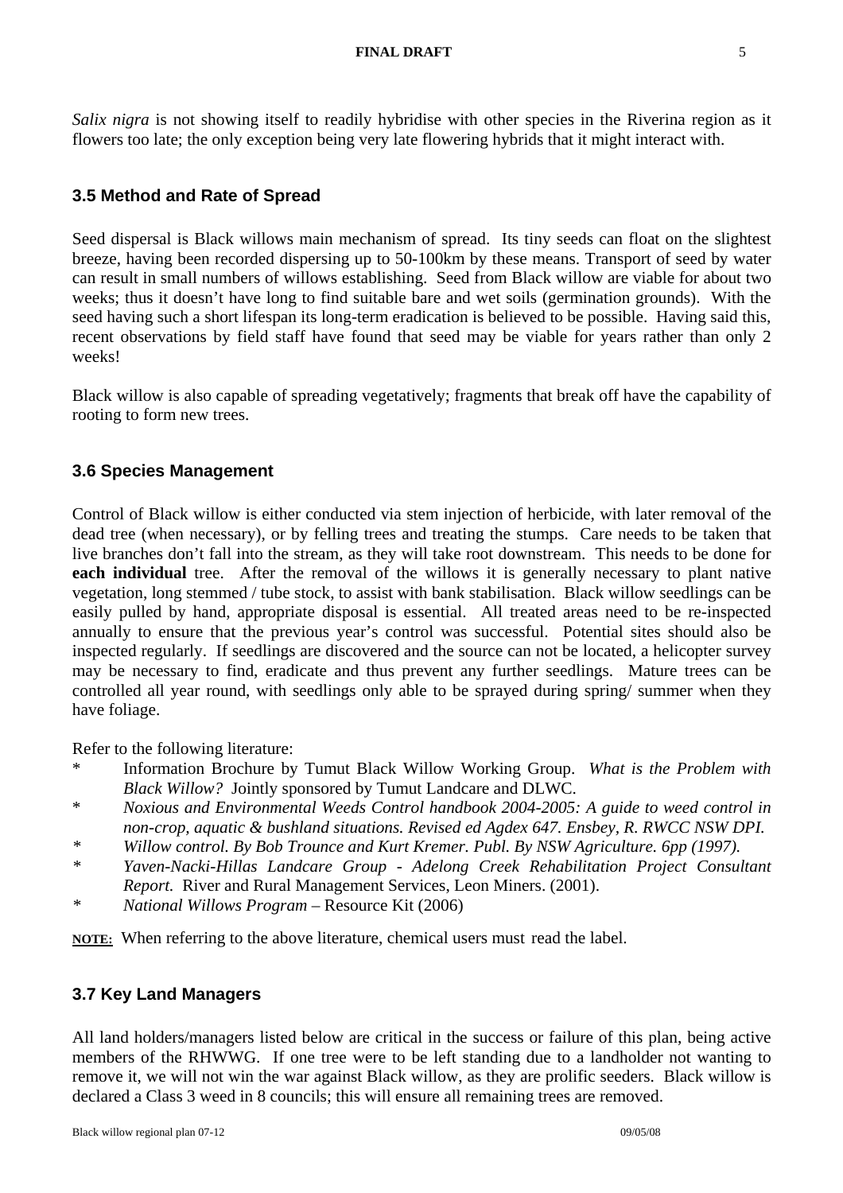*Salix nigra* is not showing itself to readily hybridise with other species in the Riverina region as it flowers too late; the only exception being very late flowering hybrids that it might interact with.

## 3.5 Method and Rate of Spread

Seed dispersal is Black willows main mechanism of spread. Its tiny seeds can float on the slightest breeze, having been recorded dispersing up to 50-100km by these means. Transport of seed by water can result in small numbers of willows establishing. Seed from Black willow are viable for about two weeks; thus it doesn't have long to find suitable bare and wet soils (germination grounds). With the seed having such a short lifespan its long-term eradication is believed to be possible. Having said this, recent observations by field staff have found that seed may be viable for years rather than only 2 weeks!

Black willow is also capable of spreading vegetatively; fragments that break off have the capability of rooting to form new trees.

## 3.6 Species Management

Control of Black willow is either conducted via stem injection of herbicide, with later removal of the dead tree (when necessary), or by felling trees and treating the stumps. Care needs to be taken that live branches don't fall into the stream, as they will take root downstream. This needs to be done for **each individual** tree. After the removal of the willows it is generally necessary to plant native vegetation, long stemmed / tube stock, to assist with bank stabilisation. Black willow seedlings can be easily pulled by hand, appropriate disposal is essential. All treated areas need to be re-inspected annually to ensure that the previous year's control was successful. Potential sites should also be inspected regularly. If seedlings are discovered and the source can not be located, a helicopter survey may be necessary to find, eradicate and thus prevent any further seedlings. Mature trees can be controlled all year round, with seedlings only able to be sprayed during spring/ summer when they have foliage.

Refer to the following literature:

- Information Brochure by Tumut Black Willow Working Group. *What is the Problem with Black Willow?* Jointly sponsored by Tumut Landcare and DLWC.
- *Noxious and Environmental Weeds Control handbook 2004-2005: A guide to weed control in non-crop, aquatic & bushland situations. Revised ed Agdex 647. Ensbey, R. RWCC NSW DPI.*
- *Willow control. By Bob Trounce and Kurt Kremer. Publ. By NSW Agriculture. 6pp (1997).*
- *Yaven-Nacki-Hillas Landcare Group - Adelong Creek Rehabilitation Project Consultant Report.* River and Rural Management Services, Leon Miners. (2001).
- *National Willows Program* – Resource Kit (2006)

**NOTE:** When referring to the above literature, chemical users must read the label.

## 3.7 Key Land Managers

All land holders/managers listed below are critical in the success or failure of this plan, being active members of the RHWWG. If one tree were to be left standing due to a landholder not wanting to remove it, we will not win the war against Black willow, as they are prolific seeders. Black willow is declared a Class 3 weed in 8 councils; this will ensure all remaining trees are removed.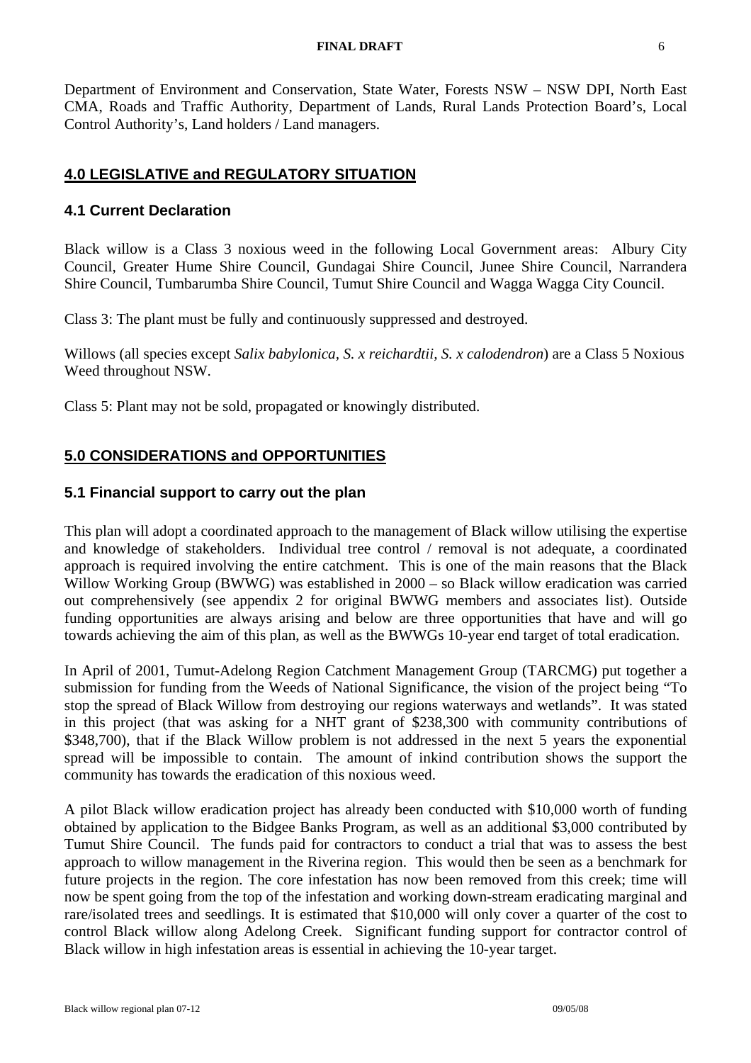Department of Environment and Conservation, State Water, Forests NSW – NSW DPI, North East CMA, Roads and Traffic Authority, Department of Lands, Rural Lands Protection Board's, Local Control Authority's, Land holders / Land managers.

## 4.0 LEGISLATIVE and REGULATORY SITUATION

### 4.1 Current Declaration

Black willow is a Class 3 noxious weed in the following Local Government areas: Albury City Council, Greater Hume Shire Council, Gundagai Shire Council, Junee Shire Council, Narrandera Shire Council, Tumbarumba Shire Council, Tumut Shire Council and Wagga Wagga City Council.

Class 3: The plant must be fully and continuously suppressed and destroyed.

Willows (all species except *Salix babylonica, S. x reichardtii, S. x calodendron*) are a Class 5 Noxious Weed throughout NSW.

Class 5: Plant may not be sold, propagated or knowingly distributed.

## 5.0 CONSIDERATIONS and OPPORTUNITIES

### 5.1 Financial support to carry out the plan

This plan will adopt a coordinated approach to the management of Black willow utilising the expertise and knowledge of stakeholders. Individual tree control / removal is not adequate, a coordinated approach is required involving the entire catchment. This is one of the main reasons that the Black Willow Working Group (BWWG) was established in 2000 – so Black willow eradication was carried out comprehensively (see appendix 2 for original BWWG members and associates list). Outside funding opportunities are always arising and below are three opportunities that have and will go towards achieving the aim of this plan, as well as the BWWGs 10-year end target of total eradication.

In April of 2001, Tumut-Adelong Region Catchment Management Group (TARCMG) put together a submission for funding from the Weeds of National Significance, the vision of the project being "To stop the spread of Black Willow from destroying our regions waterways and wetlands". It was stated in this project (that was asking for a NHT grant of $238,300 with community contributions of $348,700), that if the Black Willow problem is not addressed in the next 5 years the exponential spread will be impossible to contain. The amount of inkind contribution shows the support the community has towards the eradication of this noxious weed.

A pilot Black willow eradication project has already been conducted with $10,000 worth of funding obtained by application to the Bidgee Banks Program, as well as an additional $3,000 contributed by Tumut Shire Council. The funds paid for contractors to conduct a trial that was to assess the best approach to willow management in the Riverina region. This would then be seen as a benchmark for future projects in the region. The core infestation has now been removed from this creek; time will now be spent going from the top of the infestation and working down-stream eradicating marginal and rare/isolated trees and seedlings. It is estimated that $10,000 will only cover a quarter of the cost to control Black willow along Adelong Creek. Significant funding support for contractor control of Black willow in high infestation areas is essential in achieving the 10-year target.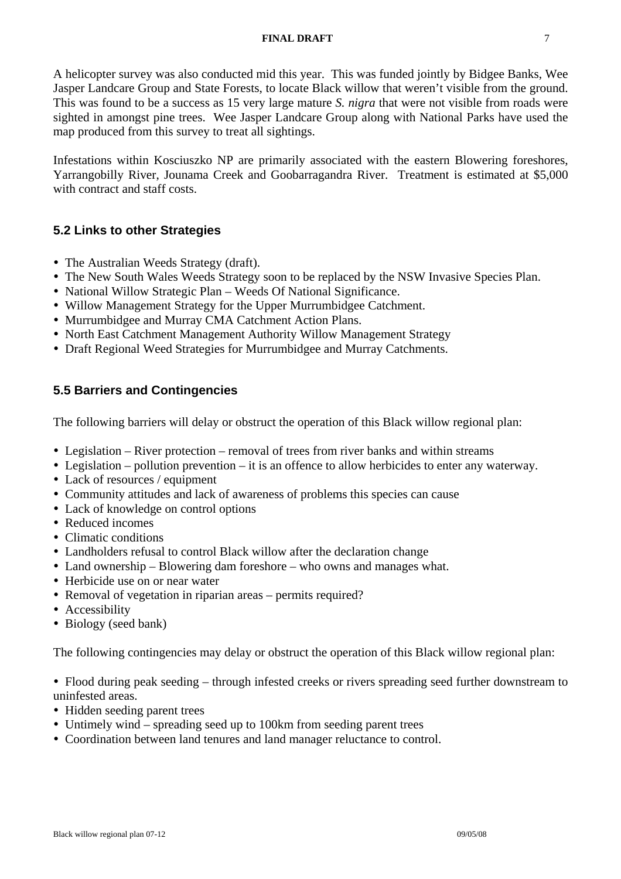A helicopter survey was also conducted mid this year. This was funded jointly by Bidgee Banks, Wee Jasper Landcare Group and State Forests, to locate Black willow that weren't visible from the ground. This was found to be a success as 15 very large mature *S. nigra* that were not visible from roads were sighted in amongst pine trees. Wee Jasper Landcare Group along with National Parks have used the map produced from this survey to treat all sightings.

Infestations within Kosciuszko NP are primarily associated with the eastern Blowering foreshores, Yarrangobilly River, Jounama Creek and Goobarragandra River. Treatment is estimated at $5,000 with contract and staff costs.

## 5.2 Links to other Strategies

- The Australian Weeds Strategy (draft).
- The New South Wales Weeds Strategy soon to be replaced by the NSW Invasive Species Plan.
- National Willow Strategic Plan – Weeds Of National Significance.
- Willow Management Strategy for the Upper Murrumbidgee Catchment.
- Murrumbidgee and Murray CMA Catchment Action Plans.
- North East Catchment Management Authority Willow Management Strategy
- Draft Regional Weed Strategies for Murrumbidgee and Murray Catchments.

## 5.5 Barriers and Contingencies

The following barriers will delay or obstruct the operation of this Black willow regional plan:

- Legislation – River protection – removal of trees from river banks and within streams
- Legislation – pollution prevention – it is an offence to allow herbicides to enter any waterway.
- Lack of resources / equipment
- Community attitudes and lack of awareness of problems this species can cause
- Lack of knowledge on control options
- Reduced incomes
- Climatic conditions
- Landholders refusal to control Black willow after the declaration change
- Land ownership – Blowering dam foreshore – who owns and manages what.
- Herbicide use on or near water
- Removal of vegetation in riparian areas – permits required?
- Accessibility
- Biology (seed bank)

The following contingencies may delay or obstruct the operation of this Black willow regional plan:

- Flood during peak seeding – through infested creeks or rivers spreading seed further downstream to uninfested areas.
- Hidden seeding parent trees
- Untimely wind – spreading seed up to 100km from seeding parent trees
- Coordination between land tenures and land manager reluctance to control.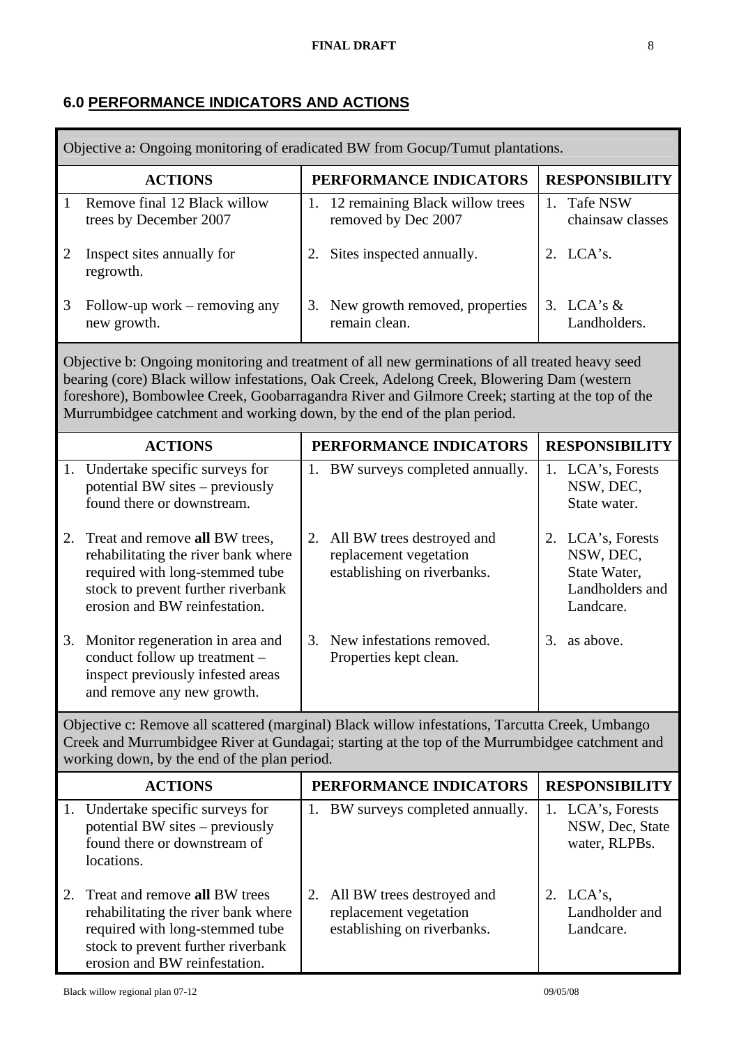## 6.0 PERFORMANCE INDICATORS AND ACTIONS

| Objective a: Ongoing monitoring of eradicated BW from Gocup/Tumut plantations. | | |
|---|---|---|
| **ACTIONS** | **PERFORMANCE INDICATORS** | **RESPONSIBILITY** |
| 1 Remove final 12 Black willow trees by December 2007 | 1. 12 remaining Black willow trees removed by Dec 2007 | 1. Tafe NSW chainsaw classes |
| 2 Inspect sites annually for regrowth. | 2. Sites inspected annually. | 2. LCA's. |
| 3 Follow-up work – removing any new growth. | 3. New growth removed, properties remain clean. | 3. LCA's & Landholders. |
| Objective b: Ongoing monitoring and treatment of all new germinations of all treated heavy seed bearing (core) Black willow infestations, Oak Creek, Adelong Creek, Blowering Dam (western foreshore), Bombowlee Creek, Goobarragandra River and Gilmore Creek; starting at the top of the Murrumbidgee catchment and working down, by the end of the plan period. | | |
| **ACTIONS** | **PERFORMANCE INDICATORS** | **RESPONSIBILITY** |
| 1. Undertake specific surveys for potential BW sites – previously found there or downstream. | 1. BW surveys completed annually. | 1. LCA's, Forests NSW, DEC, State water. |
| 2. Treat and remove **all** BW trees, rehabilitating the river bank where required with long-stemmed tube stock to prevent further riverbank erosion and BW reinfestation. | 2. All BW trees destroyed and replacement vegetation establishing on riverbanks. | 2. LCA's, Forests NSW, DEC, State Water, Landholders and Landcare. |
| 3. Monitor regeneration in area and conduct follow up treatment – inspect previously infested areas and remove any new growth. | 3. New infestations removed. Properties kept clean. | 3. as above. |
| Objective c: Remove all scattered (marginal) Black willow infestations, Tarcutta Creek, Umbango Creek and Murrumbidgee River at Gundagai; starting at the top of the Murrumbidgee catchment and working down, by the end of the plan period. | | |
| **ACTIONS** | **PERFORMANCE INDICATORS** | **RESPONSIBILITY** |
| 1. Undertake specific surveys for potential BW sites – previously found there or downstream of locations. | 1. BW surveys completed annually. | 1. LCA's, Forests NSW, Dec, State water, RLPBs. |
| 2. Treat and remove **all** BW trees rehabilitating the river bank where required with long-stemmed tube stock to prevent further riverbank erosion and BW reinfestation. | 2. All BW trees destroyed and replacement vegetation establishing on riverbanks. | 2. LCA's, Landholder and Landcare. |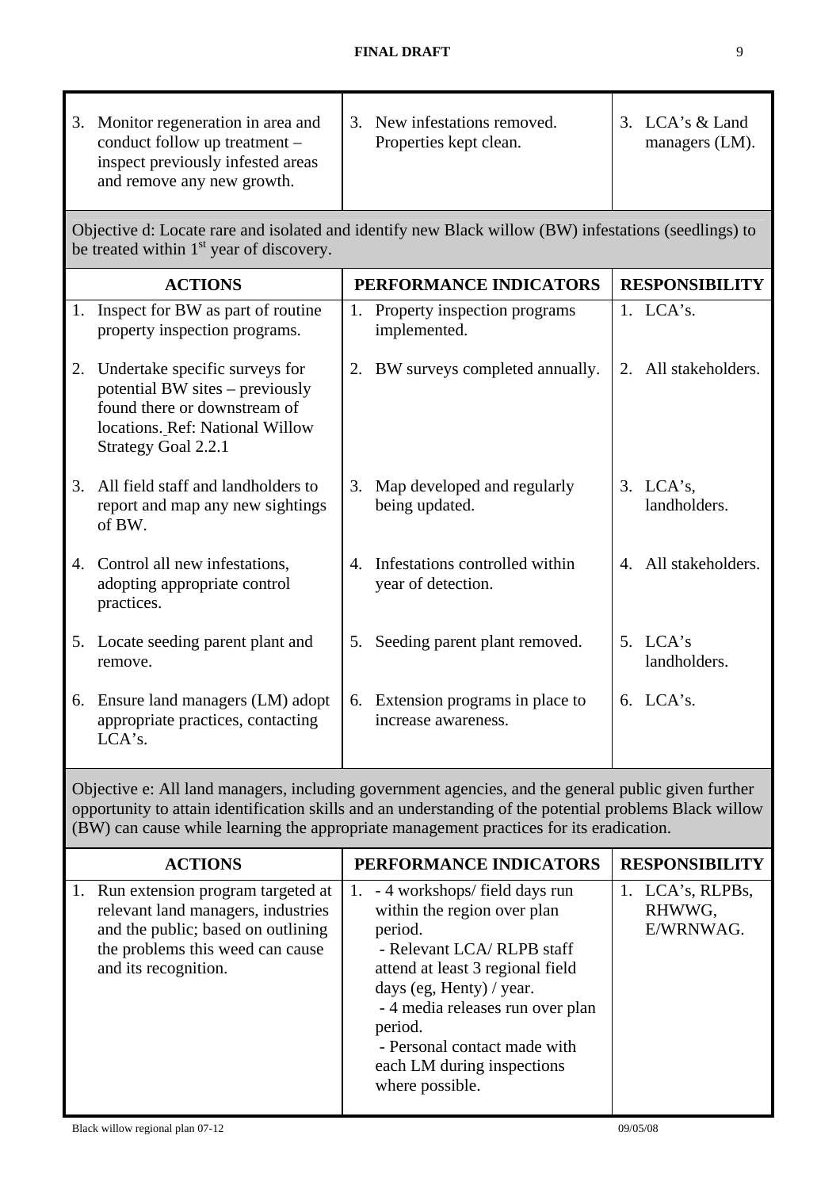| | | |
|---|---|---|
| 3. Monitor regeneration in area and conduct follow up treatment – inspect previously infested areas and remove any new growth. | 3. New infestations removed. Properties kept clean. | 3. LCA's & Land managers (LM). |

Objective d: Locate rare and isolated and identify new Black willow (BW) infestations (seedlings) to be treated within 1st year of discovery.

| ACTIONS | PERFORMANCE INDICATORS | RESPONSIBILITY |
|---|---|---|
| 1. Inspect for BW as part of routine property inspection programs. | 1. Property inspection programs implemented. | 1. LCA's. |
| 2. Undertake specific surveys for potential BW sites – previously found there or downstream of locations. Ref: National Willow Strategy Goal 2.2.1 | 2. BW surveys completed annually. | 2. All stakeholders. |
| 3. All field staff and landholders to report and map any new sightings of BW. | 3. Map developed and regularly being updated. | 3. LCA's, landholders. |
| 4. Control all new infestations, adopting appropriate control practices. | 4. Infestations controlled within year of detection. | 4. All stakeholders. |
| 5. Locate seeding parent plant and remove. | 5. Seeding parent plant removed. | 5. LCA's landholders. |
| 6. Ensure land managers (LM) adopt appropriate practices, contacting LCA's. | 6. Extension programs in place to increase awareness. | 6. LCA's. |

Objective e: All land managers, including government agencies, and the general public given further opportunity to attain identification skills and an understanding of the potential problems Black willow (BW) can cause while learning the appropriate management practices for its eradication.

| ACTIONS | PERFORMANCE INDICATORS | RESPONSIBILITY |
|---|---|---|
| 1. Run extension program targeted at relevant land managers, industries and the public; based on outlining the problems this weed can cause and its recognition. | 1. - 4 workshops/ field days run within the region over plan period.<br>- Relevant LCA/ RLPB staff attend at least 3 regional field days (eg, Henty) / year.<br>- 4 media releases run over plan period.<br>- Personal contact made with each LM during inspections where possible. | 1. LCA's, RLPBs, RHWWG, E/WRNWAG. |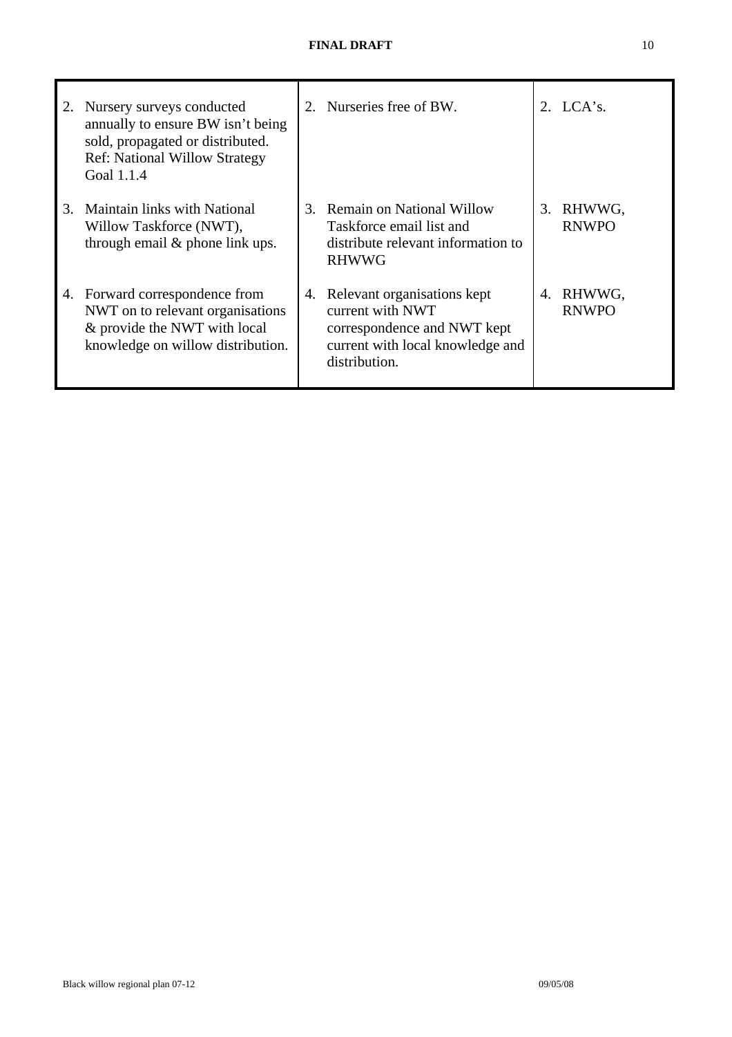| | | |
|---|---|---|
| 2. Nursery surveys conducted annually to ensure BW isn't being sold, propagated or distributed. Ref: National Willow Strategy Goal 1.1.4 | 2. Nurseries free of BW. | 2. LCA's. |
| 3. Maintain links with National Willow Taskforce (NWT), through email & phone link ups. | 3. Remain on National Willow Taskforce email list and distribute relevant information to RHWWG | 3. RHWWG, RNWPO |
| 4. Forward correspondence from NWT on to relevant organisations & provide the NWT with local knowledge on willow distribution. | 4. Relevant organisations kept current with NWT correspondence and NWT kept current with local knowledge and distribution. | 4. RHWWG, RNWPO |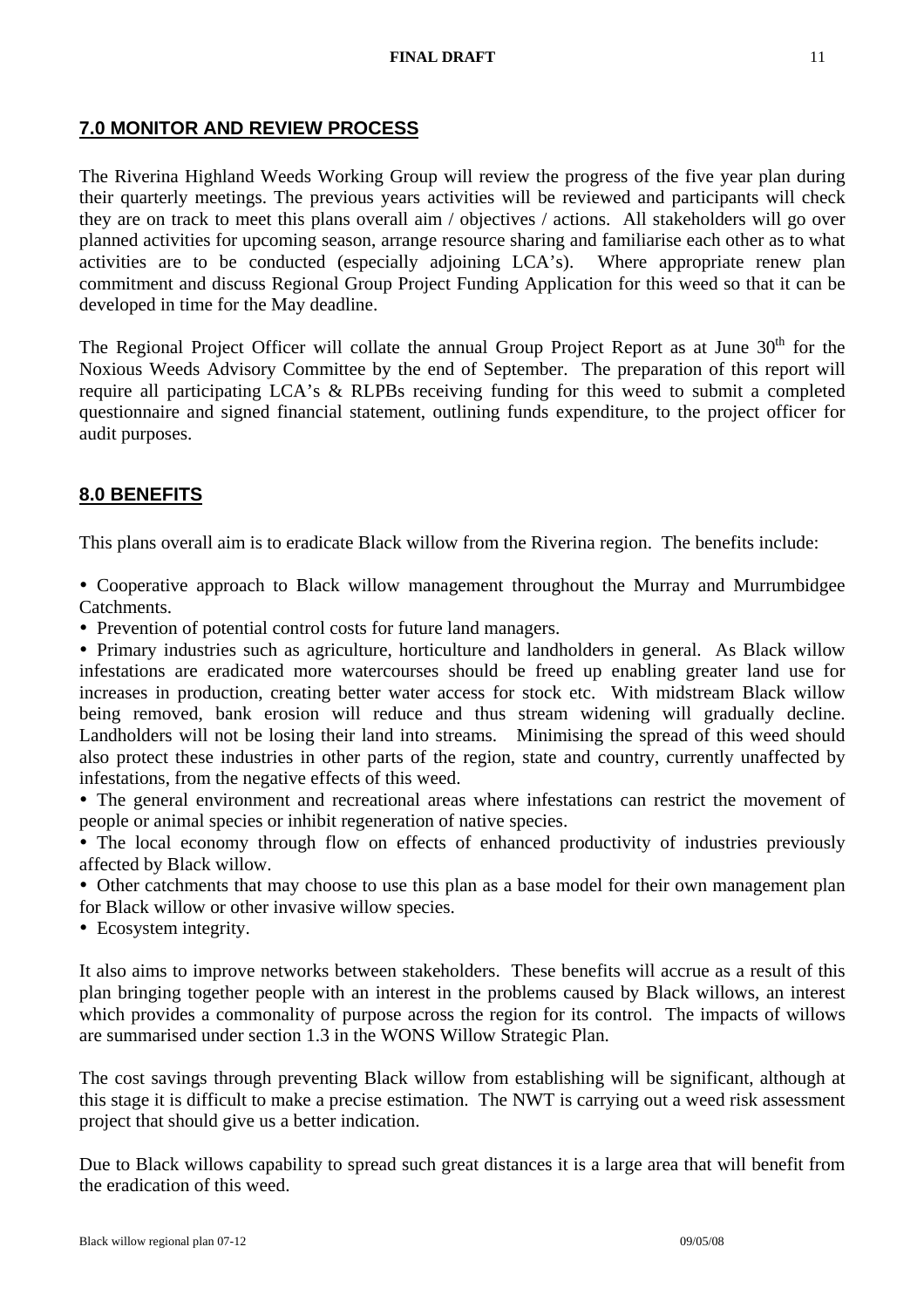## 7.0 MONITOR AND REVIEW PROCESS

The Riverina Highland Weeds Working Group will review the progress of the five year plan during their quarterly meetings. The previous years activities will be reviewed and participants will check they are on track to meet this plans overall aim / objectives / actions. All stakeholders will go over planned activities for upcoming season, arrange resource sharing and familiarise each other as to what activities are to be conducted (especially adjoining LCA's). Where appropriate renew plan commitment and discuss Regional Group Project Funding Application for this weed so that it can be developed in time for the May deadline.

The Regional Project Officer will collate the annual Group Project Report as at June 30th for the Noxious Weeds Advisory Committee by the end of September. The preparation of this report will require all participating LCA's & RLPBs receiving funding for this weed to submit a completed questionnaire and signed financial statement, outlining funds expenditure, to the project officer for audit purposes.

## 8.0 BENEFITS

This plans overall aim is to eradicate Black willow from the Riverina region. The benefits include:

- Cooperative approach to Black willow management throughout the Murray and Murrumbidgee Catchments.
- Prevention of potential control costs for future land managers.
- Primary industries such as agriculture, horticulture and landholders in general. As Black willow infestations are eradicated more watercourses should be freed up enabling greater land use for increases in production, creating better water access for stock etc. With midstream Black willow being removed, bank erosion will reduce and thus stream widening will gradually decline. Landholders will not be losing their land into streams. Minimising the spread of this weed should also protect these industries in other parts of the region, state and country, currently unaffected by infestations, from the negative effects of this weed.
- The general environment and recreational areas where infestations can restrict the movement of people or animal species or inhibit regeneration of native species.
- The local economy through flow on effects of enhanced productivity of industries previously affected by Black willow.
- Other catchments that may choose to use this plan as a base model for their own management plan for Black willow or other invasive willow species.
- Ecosystem integrity.

It also aims to improve networks between stakeholders. These benefits will accrue as a result of this plan bringing together people with an interest in the problems caused by Black willows, an interest which provides a commonality of purpose across the region for its control. The impacts of willows are summarised under section 1.3 in the WONS Willow Strategic Plan.

The cost savings through preventing Black willow from establishing will be significant, although at this stage it is difficult to make a precise estimation. The NWT is carrying out a weed risk assessment project that should give us a better indication.

Due to Black willows capability to spread such great distances it is a large area that will benefit from the eradication of this weed.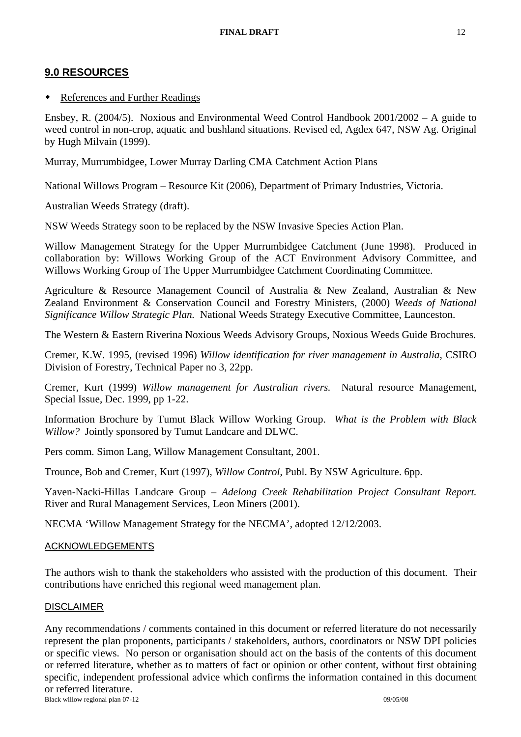## 9.0 RESOURCES

- References and Further Readings

Ensbey, R. (2004/5). Noxious and Environmental Weed Control Handbook 2001/2002 – A guide to weed control in non-crop, aquatic and bushland situations. Revised ed, Agdex 647, NSW Ag. Original by Hugh Milvain (1999).

Murray, Murrumbidgee, Lower Murray Darling CMA Catchment Action Plans

National Willows Program – Resource Kit (2006), Department of Primary Industries, Victoria.

Australian Weeds Strategy (draft).

NSW Weeds Strategy soon to be replaced by the NSW Invasive Species Action Plan.

Willow Management Strategy for the Upper Murrumbidgee Catchment (June 1998). Produced in collaboration by: Willows Working Group of the ACT Environment Advisory Committee, and Willows Working Group of The Upper Murrumbidgee Catchment Coordinating Committee.

Agriculture & Resource Management Council of Australia & New Zealand, Australian & New Zealand Environment & Conservation Council and Forestry Ministers, (2000) *Weeds of National Significance Willow Strategic Plan.* National Weeds Strategy Executive Committee, Launceston.

The Western & Eastern Riverina Noxious Weeds Advisory Groups, Noxious Weeds Guide Brochures.

Cremer, K.W. 1995, (revised 1996) *Willow identification for river management in Australia*, CSIRO Division of Forestry, Technical Paper no 3, 22pp.

Cremer, Kurt (1999) *Willow management for Australian rivers.* Natural resource Management, Special Issue, Dec. 1999, pp 1-22.

Information Brochure by Tumut Black Willow Working Group. *What is the Problem with Black Willow?* Jointly sponsored by Tumut Landcare and DLWC.

Pers comm. Simon Lang, Willow Management Consultant, 2001.

Trounce, Bob and Cremer, Kurt (1997), *Willow Control*, Publ. By NSW Agriculture. 6pp.

Yaven-Nacki-Hillas Landcare Group – *Adelong Creek Rehabilitation Project Consultant Report.* River and Rural Management Services, Leon Miners (2001).

NECMA 'Willow Management Strategy for the NECMA', adopted 12/12/2003.

### ACKNOWLEDGEMENTS

The authors wish to thank the stakeholders who assisted with the production of this document. Their contributions have enriched this regional weed management plan.

### DISCLAIMER

Any recommendations / comments contained in this document or referred literature do not necessarily represent the plan proponents, participants / stakeholders, authors, coordinators or NSW DPI policies or specific views. No person or organisation should act on the basis of the contents of this document or referred literature, whether as to matters of fact or opinion or other content, without first obtaining specific, independent professional advice which confirms the information contained in this document or referred literature.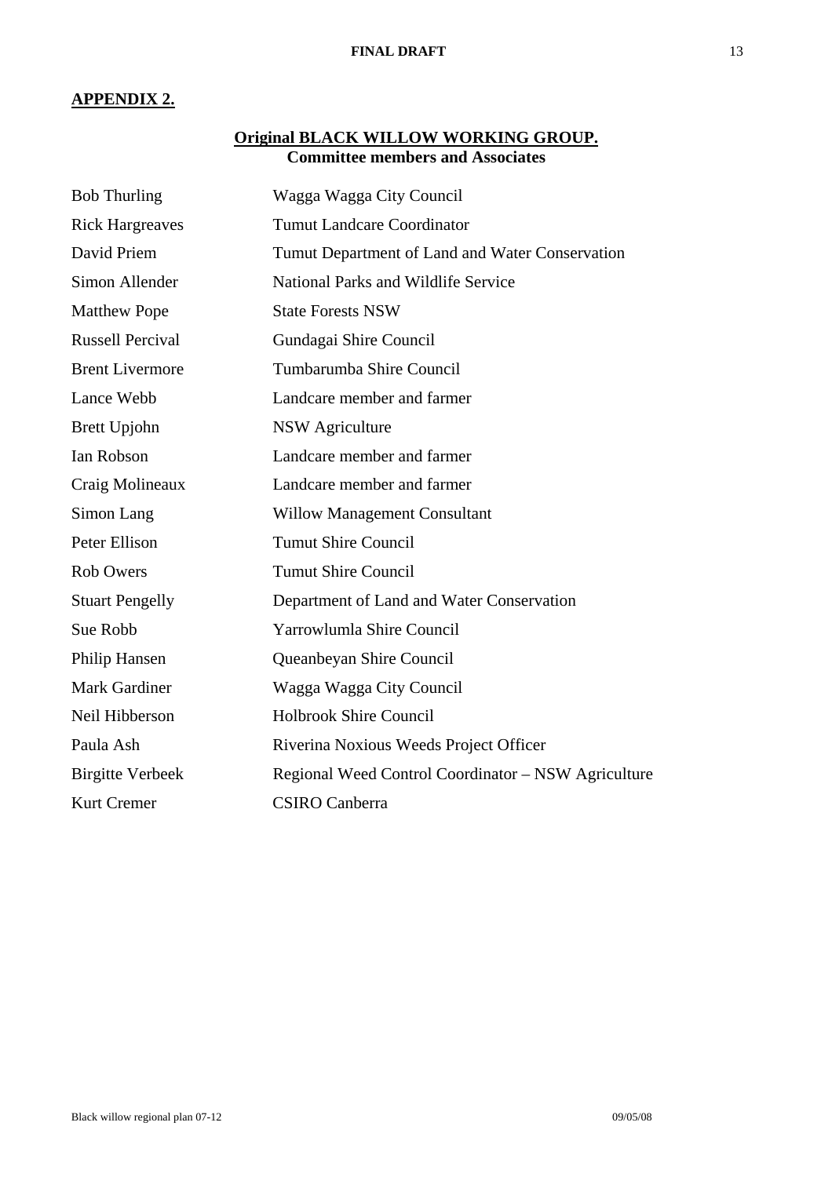## APPENDIX 2.

### Original BLACK WILLOW WORKING GROUP.
### Committee members and Associates

| | |
|---|---|
| Bob Thurling | Wagga Wagga City Council |
| Rick Hargreaves | Tumut Landcare Coordinator |
| David Priem | Tumut Department of Land and Water Conservation |
| Simon Allender | National Parks and Wildlife Service |
| Matthew Pope | State Forests NSW |
| Russell Percival | Gundagai Shire Council |
| Brent Livermore | Tumbarumba Shire Council |
| Lance Webb | Landcare member and farmer |
| Brett Upjohn | NSW Agriculture |
| Ian Robson | Landcare member and farmer |
| Craig Molineaux | Landcare member and farmer |
| Simon Lang | Willow Management Consultant |
| Peter Ellison | Tumut Shire Council |
| Rob Owers | Tumut Shire Council |
| Stuart Pengelly | Department of Land and Water Conservation |
| Sue Robb | Yarrowlumla Shire Council |
| Philip Hansen | Queanbeyan Shire Council |
| Mark Gardiner | Wagga Wagga City Council |
| Neil Hibberson | Holbrook Shire Council |
| Paula Ash | Riverina Noxious Weeds Project Officer |
| Birgitte Verbeek | Regional Weed Control Coordinator – NSW Agriculture |
| Kurt Cremer | CSIRO Canberra |